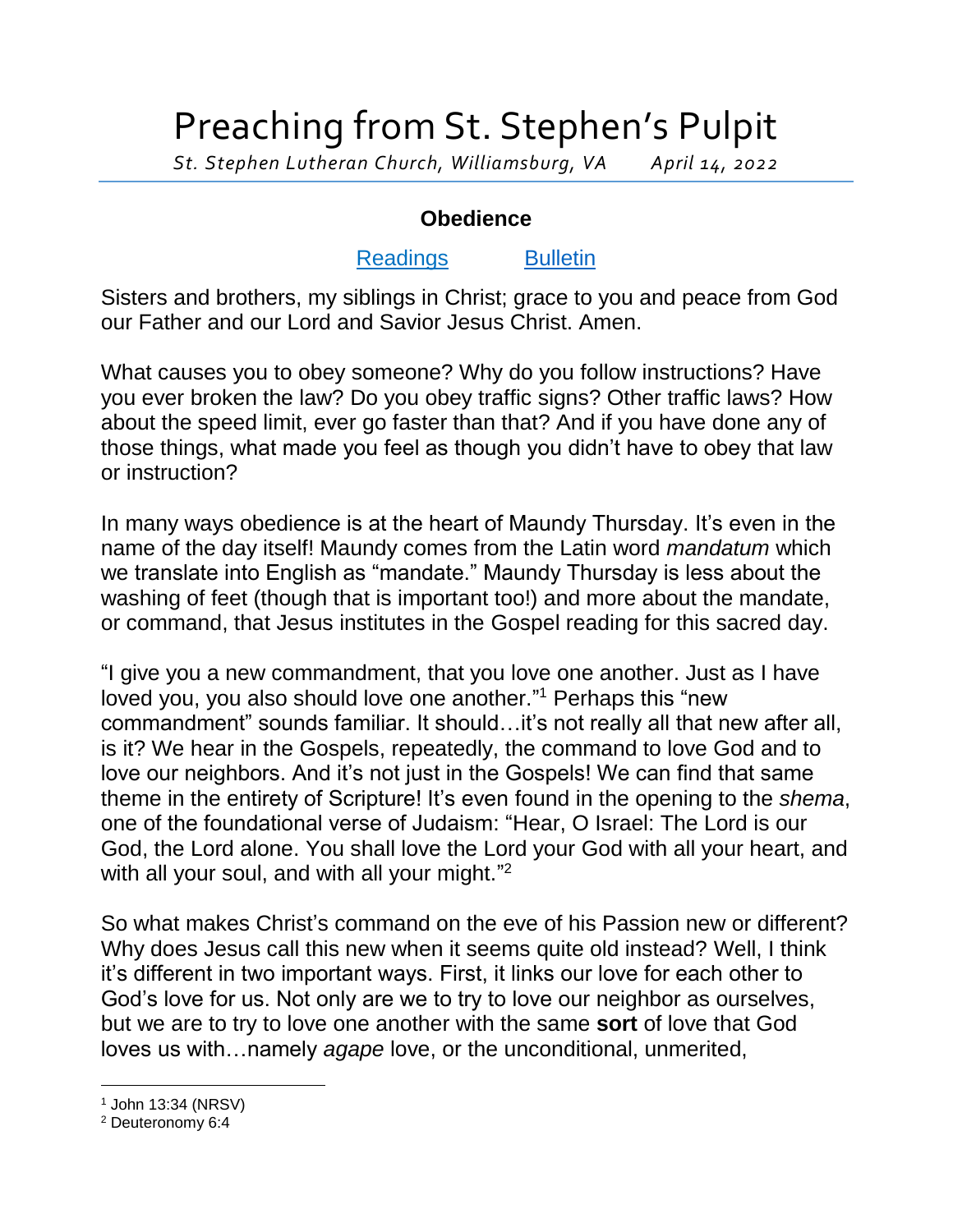# Preaching from St. Stephen's Pulpit

*St. Stephen Lutheran Church, Williamsburg, VA April 14, 2022*

## Obedience

[Readings] [Bulletin]

Sisters and brothers, my siblings in Christ; grace to you and peace from God our Father and our Lord and Savior Jesus Christ. Amen.

What causes you to obey someone? Why do you follow instructions? Have you ever broken the law? Do you obey traffic signs? Other traffic laws? How about the speed limit, ever go faster than that? And if you have done any of those things, what made you feel as though you didn't have to obey that law or instruction?

In many ways obedience is at the heart of Maundy Thursday. It's even in the name of the day itself! Maundy comes from the Latin word *mandatum* which we translate into English as "mandate." Maundy Thursday is less about the washing of feet (though that is important too!) and more about the mandate, or command, that Jesus institutes in the Gospel reading for this sacred day.

"I give you a new commandment, that you love one another. Just as I have loved you, you also should love one another."[1] Perhaps this "new commandment" sounds familiar. It should…it's not really all that new after all, is it? We hear in the Gospels, repeatedly, the command to love God and to love our neighbors. And it's not just in the Gospels! We can find that same theme in the entirety of Scripture! It's even found in the opening to the *shema*, one of the foundational verse of Judaism: "Hear, O Israel: The Lord is our God, the Lord alone. You shall love the Lord your God with all your heart, and with all your soul, and with all your might."[2]

So what makes Christ's command on the eve of his Passion new or different? Why does Jesus call this new when it seems quite old instead? Well, I think it's different in two important ways. First, it links our love for each other to God's love for us. Not only are we to try to love our neighbor as ourselves, but we are to try to love one another with the same **sort** of love that God loves us with…namely *agape* love, or the unconditional, unmerited,

---

[1] John 13:34 (NRSV)

[2] Deuteronomy 6:4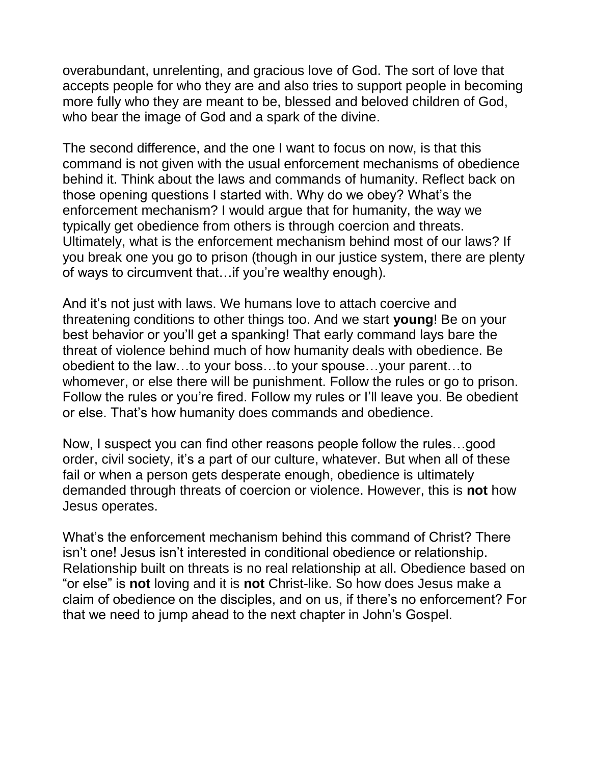overabundant, unrelenting, and gracious love of God. The sort of love that accepts people for who they are and also tries to support people in becoming more fully who they are meant to be, blessed and beloved children of God, who bear the image of God and a spark of the divine.

The second difference, and the one I want to focus on now, is that this command is not given with the usual enforcement mechanisms of obedience behind it. Think about the laws and commands of humanity. Reflect back on those opening questions I started with. Why do we obey? What's the enforcement mechanism? I would argue that for humanity, the way we typically get obedience from others is through coercion and threats. Ultimately, what is the enforcement mechanism behind most of our laws? If you break one you go to prison (though in our justice system, there are plenty of ways to circumvent that…if you're wealthy enough).

And it's not just with laws. We humans love to attach coercive and threatening conditions to other things too. And we start **young**! Be on your best behavior or you'll get a spanking! That early command lays bare the threat of violence behind much of how humanity deals with obedience. Be obedient to the law…to your boss…to your spouse…your parent…to whomever, or else there will be punishment. Follow the rules or go to prison. Follow the rules or you're fired. Follow my rules or I'll leave you. Be obedient or else. That's how humanity does commands and obedience.

Now, I suspect you can find other reasons people follow the rules…good order, civil society, it's a part of our culture, whatever. But when all of these fail or when a person gets desperate enough, obedience is ultimately demanded through threats of coercion or violence. However, this is **not** how Jesus operates.

What's the enforcement mechanism behind this command of Christ? There isn't one! Jesus isn't interested in conditional obedience or relationship. Relationship built on threats is no real relationship at all. Obedience based on "or else" is **not** loving and it is **not** Christ-like. So how does Jesus make a claim of obedience on the disciples, and on us, if there's no enforcement? For that we need to jump ahead to the next chapter in John's Gospel.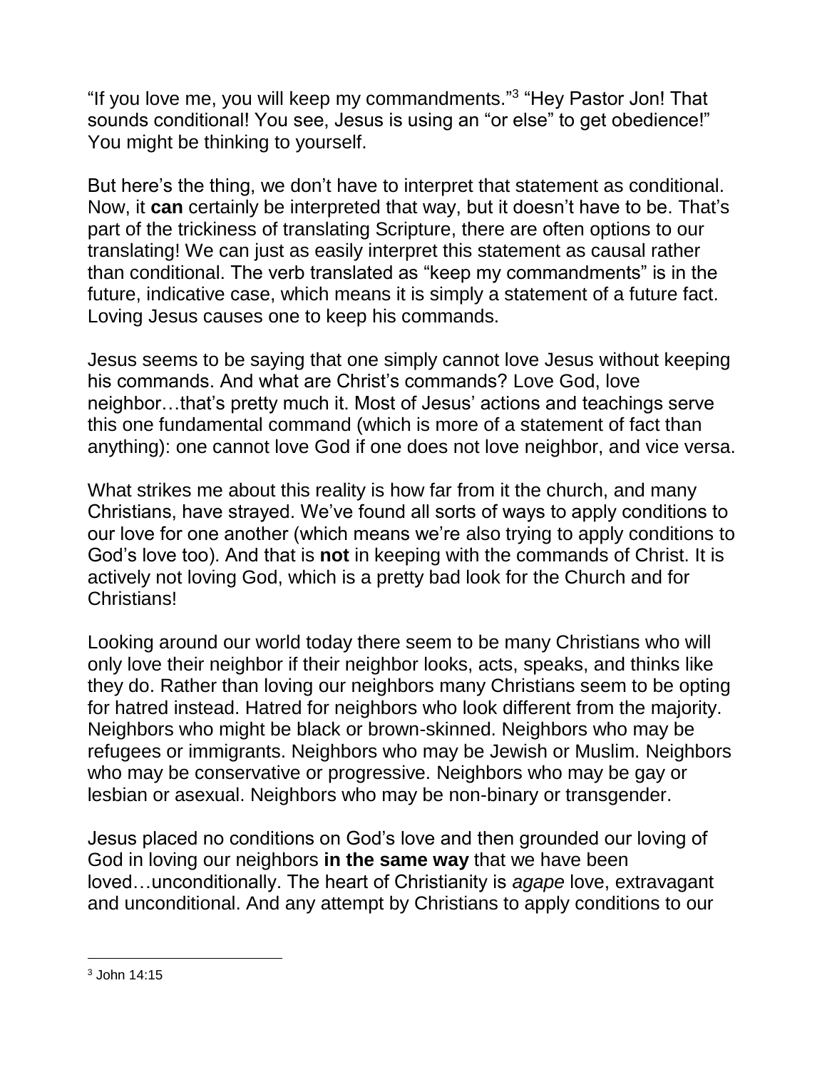"If you love me, you will keep my commandments."[3] "Hey Pastor Jon! That sounds conditional! You see, Jesus is using an "or else" to get obedience!" You might be thinking to yourself.

But here's the thing, we don't have to interpret that statement as conditional. Now, it **can** certainly be interpreted that way, but it doesn't have to be. That's part of the trickiness of translating Scripture, there are often options to our translating! We can just as easily interpret this statement as causal rather than conditional. The verb translated as "keep my commandments" is in the future, indicative case, which means it is simply a statement of a future fact. Loving Jesus causes one to keep his commands.

Jesus seems to be saying that one simply cannot love Jesus without keeping his commands. And what are Christ's commands? Love God, love neighbor…that's pretty much it. Most of Jesus' actions and teachings serve this one fundamental command (which is more of a statement of fact than anything): one cannot love God if one does not love neighbor, and vice versa.

What strikes me about this reality is how far from it the church, and many Christians, have strayed. We've found all sorts of ways to apply conditions to our love for one another (which means we're also trying to apply conditions to God's love too). And that is **not** in keeping with the commands of Christ. It is actively not loving God, which is a pretty bad look for the Church and for Christians!

Looking around our world today there seem to be many Christians who will only love their neighbor if their neighbor looks, acts, speaks, and thinks like they do. Rather than loving our neighbors many Christians seem to be opting for hatred instead. Hatred for neighbors who look different from the majority. Neighbors who might be black or brown-skinned. Neighbors who may be refugees or immigrants. Neighbors who may be Jewish or Muslim. Neighbors who may be conservative or progressive. Neighbors who may be gay or lesbian or asexual. Neighbors who may be non-binary or transgender.

Jesus placed no conditions on God's love and then grounded our loving of God in loving our neighbors **in the same way** that we have been loved…unconditionally. The heart of Christianity is *agape* love, extravagant and unconditional. And any attempt by Christians to apply conditions to our

---

[3] John 14:15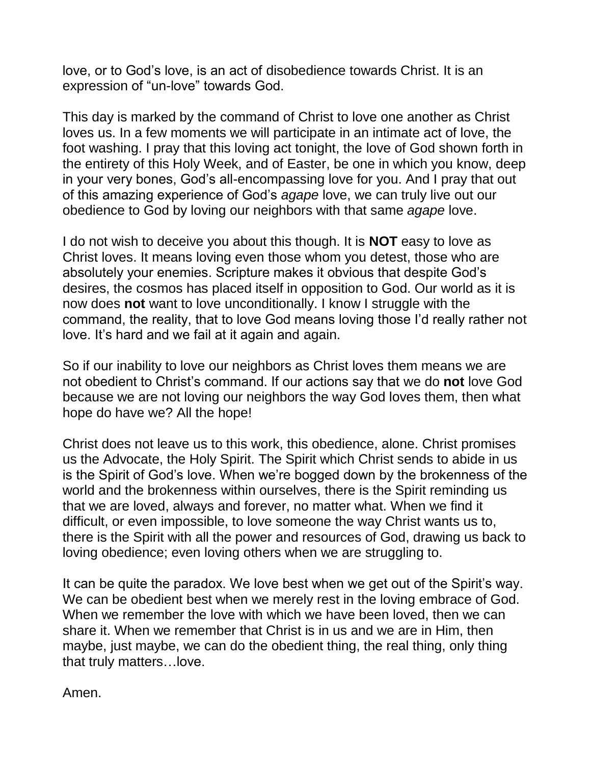love, or to God's love, is an act of disobedience towards Christ. It is an expression of "un-love" towards God.

This day is marked by the command of Christ to love one another as Christ loves us. In a few moments we will participate in an intimate act of love, the foot washing. I pray that this loving act tonight, the love of God shown forth in the entirety of this Holy Week, and of Easter, be one in which you know, deep in your very bones, God's all-encompassing love for you. And I pray that out of this amazing experience of God's *agape* love, we can truly live out our obedience to God by loving our neighbors with that same *agape* love.

I do not wish to deceive you about this though. It is **NOT** easy to love as Christ loves. It means loving even those whom you detest, those who are absolutely your enemies. Scripture makes it obvious that despite God's desires, the cosmos has placed itself in opposition to God. Our world as it is now does **not** want to love unconditionally. I know I struggle with the command, the reality, that to love God means loving those I'd really rather not love. It's hard and we fail at it again and again.

So if our inability to love our neighbors as Christ loves them means we are not obedient to Christ's command. If our actions say that we do **not** love God because we are not loving our neighbors the way God loves them, then what hope do have we? All the hope!

Christ does not leave us to this work, this obedience, alone. Christ promises us the Advocate, the Holy Spirit. The Spirit which Christ sends to abide in us is the Spirit of God's love. When we're bogged down by the brokenness of the world and the brokenness within ourselves, there is the Spirit reminding us that we are loved, always and forever, no matter what. When we find it difficult, or even impossible, to love someone the way Christ wants us to, there is the Spirit with all the power and resources of God, drawing us back to loving obedience; even loving others when we are struggling to.

It can be quite the paradox. We love best when we get out of the Spirit's way. We can be obedient best when we merely rest in the loving embrace of God. When we remember the love with which we have been loved, then we can share it. When we remember that Christ is in us and we are in Him, then maybe, just maybe, we can do the obedient thing, the real thing, only thing that truly matters…love.

Amen.